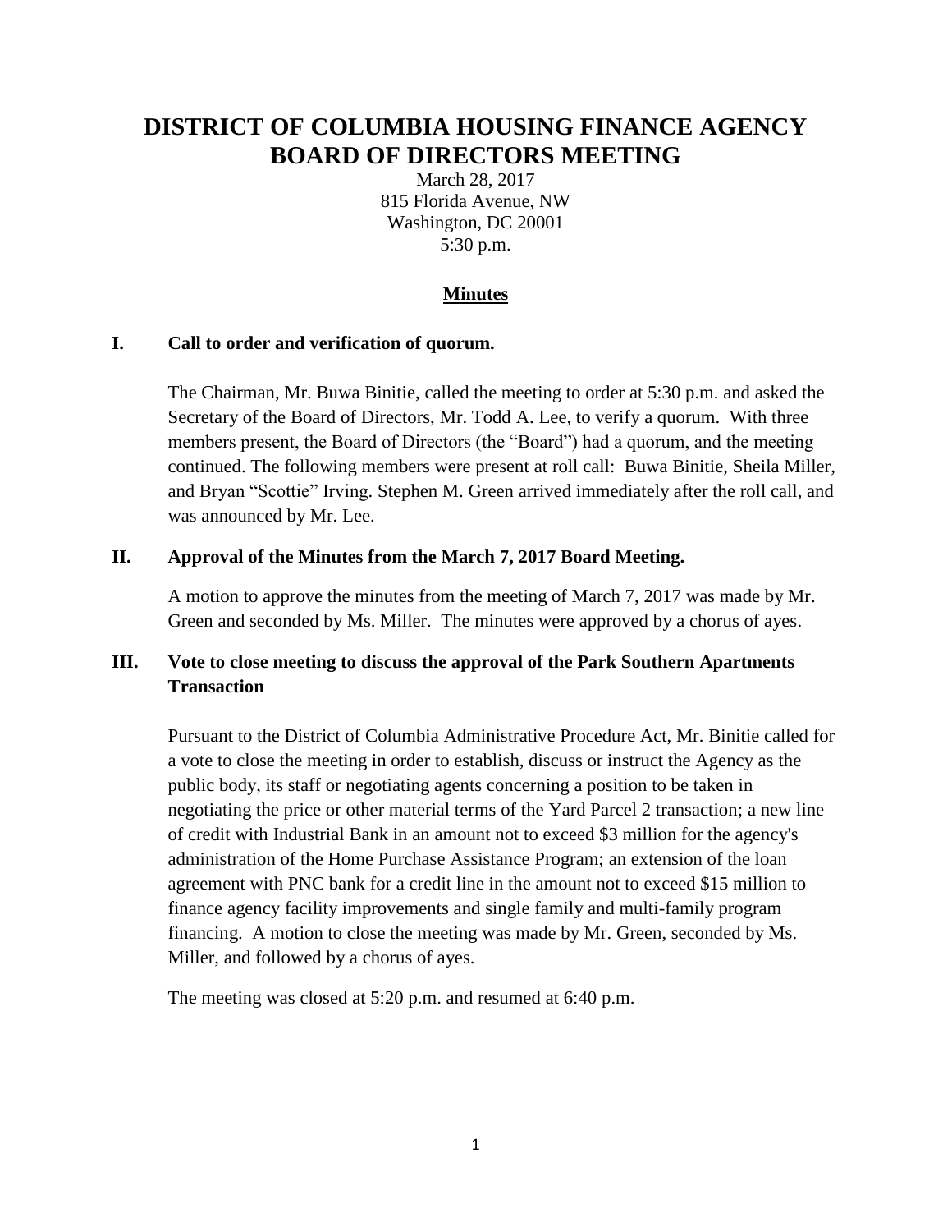# DISTRICT OF COLUMBIA HOUSING FINANCE AGENCY BOARD OF DIRECTORS MEETING

March 28, 2017
815 Florida Avenue, NW
Washington, DC 20001
5:30 p.m.

## Minutes

### I. Call to order and verification of quorum.

The Chairman, Mr. Buwa Binitie, called the meeting to order at 5:30 p.m. and asked the Secretary of the Board of Directors, Mr. Todd A. Lee, to verify a quorum. With three members present, the Board of Directors (the "Board") had a quorum, and the meeting continued. The following members were present at roll call: Buwa Binitie, Sheila Miller, and Bryan "Scottie" Irving. Stephen M. Green arrived immediately after the roll call, and was announced by Mr. Lee.

### II. Approval of the Minutes from the March 7, 2017 Board Meeting.

A motion to approve the minutes from the meeting of March 7, 2017 was made by Mr. Green and seconded by Ms. Miller. The minutes were approved by a chorus of ayes.

### III. Vote to close meeting to discuss the approval of the Park Southern Apartments Transaction

Pursuant to the District of Columbia Administrative Procedure Act, Mr. Binitie called for a vote to close the meeting in order to establish, discuss or instruct the Agency as the public body, its staff or negotiating agents concerning a position to be taken in negotiating the price or other material terms of the Yard Parcel 2 transaction; a new line of credit with Industrial Bank in an amount not to exceed $3 million for the agency's administration of the Home Purchase Assistance Program; an extension of the loan agreement with PNC bank for a credit line in the amount not to exceed $15 million to finance agency facility improvements and single family and multi-family program financing. A motion to close the meeting was made by Mr. Green, seconded by Ms. Miller, and followed by a chorus of ayes.

The meeting was closed at 5:20 p.m. and resumed at 6:40 p.m.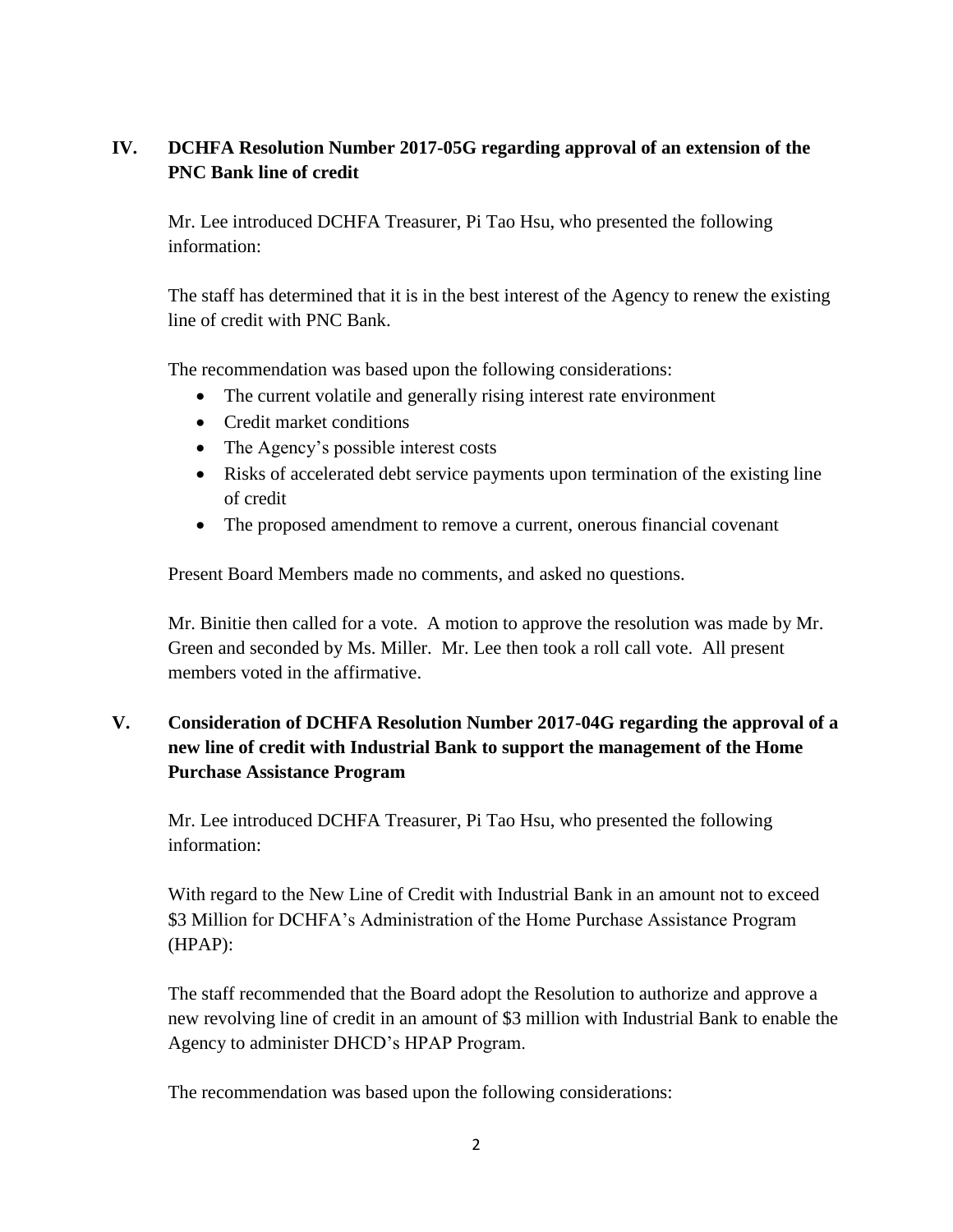## IV. DCHFA Resolution Number 2017-05G regarding approval of an extension of the PNC Bank line of credit

Mr. Lee introduced DCHFA Treasurer, Pi Tao Hsu, who presented the following information:

The staff has determined that it is in the best interest of the Agency to renew the existing line of credit with PNC Bank.

The recommendation was based upon the following considerations:

- The current volatile and generally rising interest rate environment
- Credit market conditions
- The Agency's possible interest costs
- Risks of accelerated debt service payments upon termination of the existing line of credit
- The proposed amendment to remove a current, onerous financial covenant

Present Board Members made no comments, and asked no questions.

Mr. Binitie then called for a vote. A motion to approve the resolution was made by Mr. Green and seconded by Ms. Miller. Mr. Lee then took a roll call vote. All present members voted in the affirmative.

## V. Consideration of DCHFA Resolution Number 2017-04G regarding the approval of a new line of credit with Industrial Bank to support the management of the Home Purchase Assistance Program

Mr. Lee introduced DCHFA Treasurer, Pi Tao Hsu, who presented the following information:

With regard to the New Line of Credit with Industrial Bank in an amount not to exceed \$3 Million for DCHFA's Administration of the Home Purchase Assistance Program (HPAP):

The staff recommended that the Board adopt the Resolution to authorize and approve a new revolving line of credit in an amount of \$3 million with Industrial Bank to enable the Agency to administer DHCD's HPAP Program.

The recommendation was based upon the following considerations: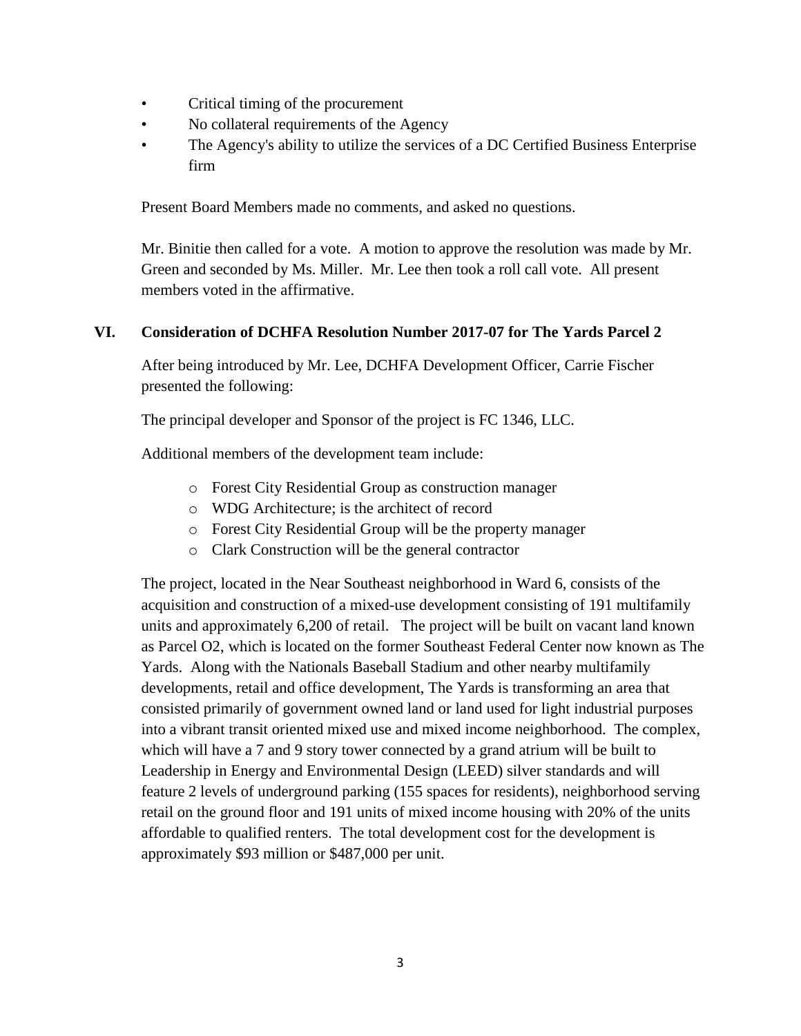- Critical timing of the procurement
- No collateral requirements of the Agency
- The Agency's ability to utilize the services of a DC Certified Business Enterprise firm

Present Board Members made no comments, and asked no questions.

Mr. Binitie then called for a vote. A motion to approve the resolution was made by Mr. Green and seconded by Ms. Miller. Mr. Lee then took a roll call vote. All present members voted in the affirmative.

## VI. Consideration of DCHFA Resolution Number 2017-07 for The Yards Parcel 2

After being introduced by Mr. Lee, DCHFA Development Officer, Carrie Fischer presented the following:

The principal developer and Sponsor of the project is FC 1346, LLC.

Additional members of the development team include:

- Forest City Residential Group as construction manager
- WDG Architecture; is the architect of record
- Forest City Residential Group will be the property manager
- Clark Construction will be the general contractor

The project, located in the Near Southeast neighborhood in Ward 6, consists of the acquisition and construction of a mixed-use development consisting of 191 multifamily units and approximately 6,200 of retail. The project will be built on vacant land known as Parcel O2, which is located on the former Southeast Federal Center now known as The Yards. Along with the Nationals Baseball Stadium and other nearby multifamily developments, retail and office development, The Yards is transforming an area that consisted primarily of government owned land or land used for light industrial purposes into a vibrant transit oriented mixed use and mixed income neighborhood. The complex, which will have a 7 and 9 story tower connected by a grand atrium will be built to Leadership in Energy and Environmental Design (LEED) silver standards and will feature 2 levels of underground parking (155 spaces for residents), neighborhood serving retail on the ground floor and 191 units of mixed income housing with 20% of the units affordable to qualified renters. The total development cost for the development is approximately $93 million or $487,000 per unit.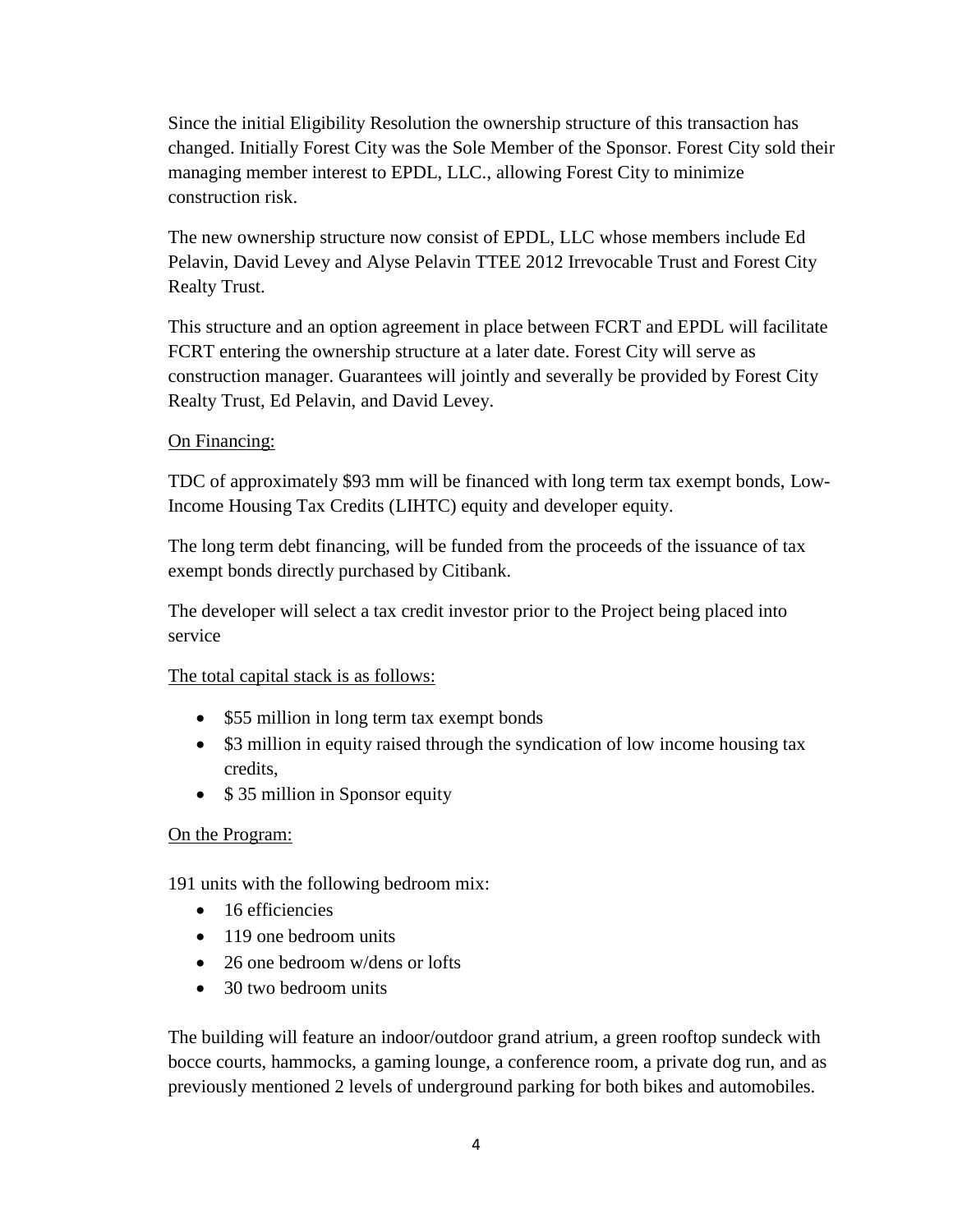Since the initial Eligibility Resolution the ownership structure of this transaction has changed. Initially Forest City was the Sole Member of the Sponsor. Forest City sold their managing member interest to EPDL, LLC., allowing Forest City to minimize construction risk.

The new ownership structure now consist of EPDL, LLC whose members include Ed Pelavin, David Levey and Alyse Pelavin TTEE 2012 Irrevocable Trust and Forest City Realty Trust.

This structure and an option agreement in place between FCRT and EPDL will facilitate FCRT entering the ownership structure at a later date. Forest City will serve as construction manager. Guarantees will jointly and severally be provided by Forest City Realty Trust, Ed Pelavin, and David Levey.

On Financing:

TDC of approximately $93 mm will be financed with long term tax exempt bonds, Low-Income Housing Tax Credits (LIHTC) equity and developer equity.

The long term debt financing, will be funded from the proceeds of the issuance of tax exempt bonds directly purchased by Citibank.

The developer will select a tax credit investor prior to the Project being placed into service

The total capital stack is as follows:

- $55 million in long term tax exempt bonds
- $3 million in equity raised through the syndication of low income housing tax credits,
- $ 35 million in Sponsor equity

On the Program:

191 units with the following bedroom mix:

- 16 efficiencies
- 119 one bedroom units
- 26 one bedroom w/dens or lofts
- 30 two bedroom units

The building will feature an indoor/outdoor grand atrium, a green rooftop sundeck with bocce courts, hammocks, a gaming lounge, a conference room, a private dog run, and as previously mentioned 2 levels of underground parking for both bikes and automobiles.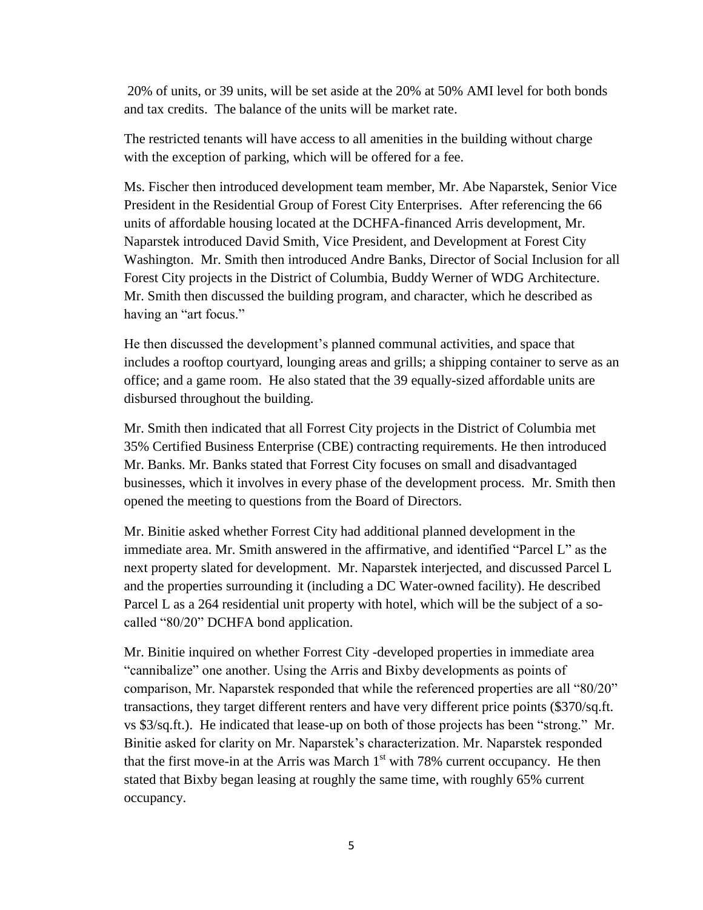20% of units, or 39 units, will be set aside at the 20% at 50% AMI level for both bonds and tax credits. The balance of the units will be market rate.

The restricted tenants will have access to all amenities in the building without charge with the exception of parking, which will be offered for a fee.

Ms. Fischer then introduced development team member, Mr. Abe Naparstek, Senior Vice President in the Residential Group of Forest City Enterprises. After referencing the 66 units of affordable housing located at the DCHFA-financed Arris development, Mr. Naparstek introduced David Smith, Vice President, and Development at Forest City Washington. Mr. Smith then introduced Andre Banks, Director of Social Inclusion for all Forest City projects in the District of Columbia, Buddy Werner of WDG Architecture. Mr. Smith then discussed the building program, and character, which he described as having an "art focus."

He then discussed the development's planned communal activities, and space that includes a rooftop courtyard, lounging areas and grills; a shipping container to serve as an office; and a game room. He also stated that the 39 equally-sized affordable units are disbursed throughout the building.

Mr. Smith then indicated that all Forrest City projects in the District of Columbia met 35% Certified Business Enterprise (CBE) contracting requirements. He then introduced Mr. Banks. Mr. Banks stated that Forrest City focuses on small and disadvantaged businesses, which it involves in every phase of the development process. Mr. Smith then opened the meeting to questions from the Board of Directors.

Mr. Binitie asked whether Forrest City had additional planned development in the immediate area. Mr. Smith answered in the affirmative, and identified "Parcel L" as the next property slated for development. Mr. Naparstek interjected, and discussed Parcel L and the properties surrounding it (including a DC Water-owned facility). He described Parcel L as a 264 residential unit property with hotel, which will be the subject of a so-called "80/20" DCHFA bond application.

Mr. Binitie inquired on whether Forrest City -developed properties in immediate area "cannibalize" one another. Using the Arris and Bixby developments as points of comparison, Mr. Naparstek responded that while the referenced properties are all "80/20" transactions, they target different renters and have very different price points ($370/sq.ft. vs $3/sq.ft.). He indicated that lease-up on both of those projects has been "strong." Mr. Binitie asked for clarity on Mr. Naparstek's characterization. Mr. Naparstek responded that the first move-in at the Arris was March 1st with 78% current occupancy. He then stated that Bixby began leasing at roughly the same time, with roughly 65% current occupancy.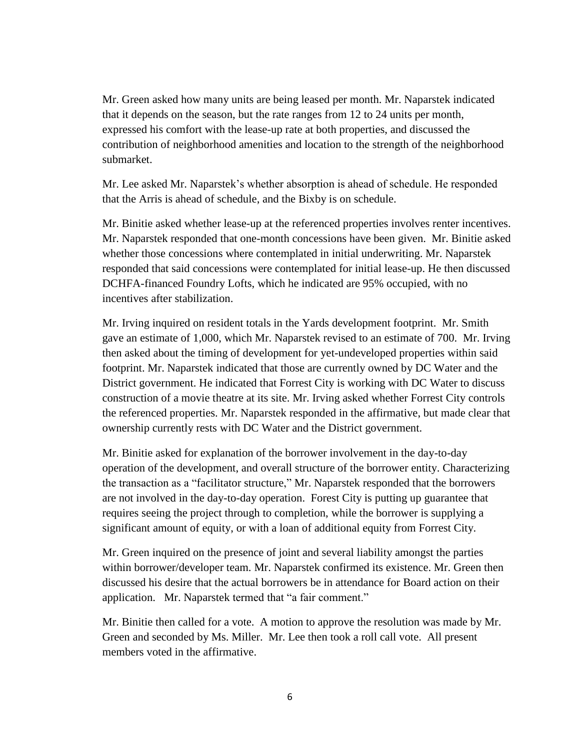Mr. Green asked how many units are being leased per month. Mr. Naparstek indicated that it depends on the season, but the rate ranges from 12 to 24 units per month, expressed his comfort with the lease-up rate at both properties, and discussed the contribution of neighborhood amenities and location to the strength of the neighborhood submarket.

Mr. Lee asked Mr. Naparstek's whether absorption is ahead of schedule. He responded that the Arris is ahead of schedule, and the Bixby is on schedule.

Mr. Binitie asked whether lease-up at the referenced properties involves renter incentives. Mr. Naparstek responded that one-month concessions have been given. Mr. Binitie asked whether those concessions where contemplated in initial underwriting. Mr. Naparstek responded that said concessions were contemplated for initial lease-up. He then discussed DCHFA-financed Foundry Lofts, which he indicated are 95% occupied, with no incentives after stabilization.

Mr. Irving inquired on resident totals in the Yards development footprint. Mr. Smith gave an estimate of 1,000, which Mr. Naparstek revised to an estimate of 700. Mr. Irving then asked about the timing of development for yet-undeveloped properties within said footprint. Mr. Naparstek indicated that those are currently owned by DC Water and the District government. He indicated that Forrest City is working with DC Water to discuss construction of a movie theatre at its site. Mr. Irving asked whether Forrest City controls the referenced properties. Mr. Naparstek responded in the affirmative, but made clear that ownership currently rests with DC Water and the District government.

Mr. Binitie asked for explanation of the borrower involvement in the day-to-day operation of the development, and overall structure of the borrower entity. Characterizing the transaction as a "facilitator structure," Mr. Naparstek responded that the borrowers are not involved in the day-to-day operation. Forest City is putting up guarantee that requires seeing the project through to completion, while the borrower is supplying a significant amount of equity, or with a loan of additional equity from Forrest City.

Mr. Green inquired on the presence of joint and several liability amongst the parties within borrower/developer team. Mr. Naparstek confirmed its existence. Mr. Green then discussed his desire that the actual borrowers be in attendance for Board action on their application. Mr. Naparstek termed that "a fair comment."

Mr. Binitie then called for a vote. A motion to approve the resolution was made by Mr. Green and seconded by Ms. Miller. Mr. Lee then took a roll call vote. All present members voted in the affirmative.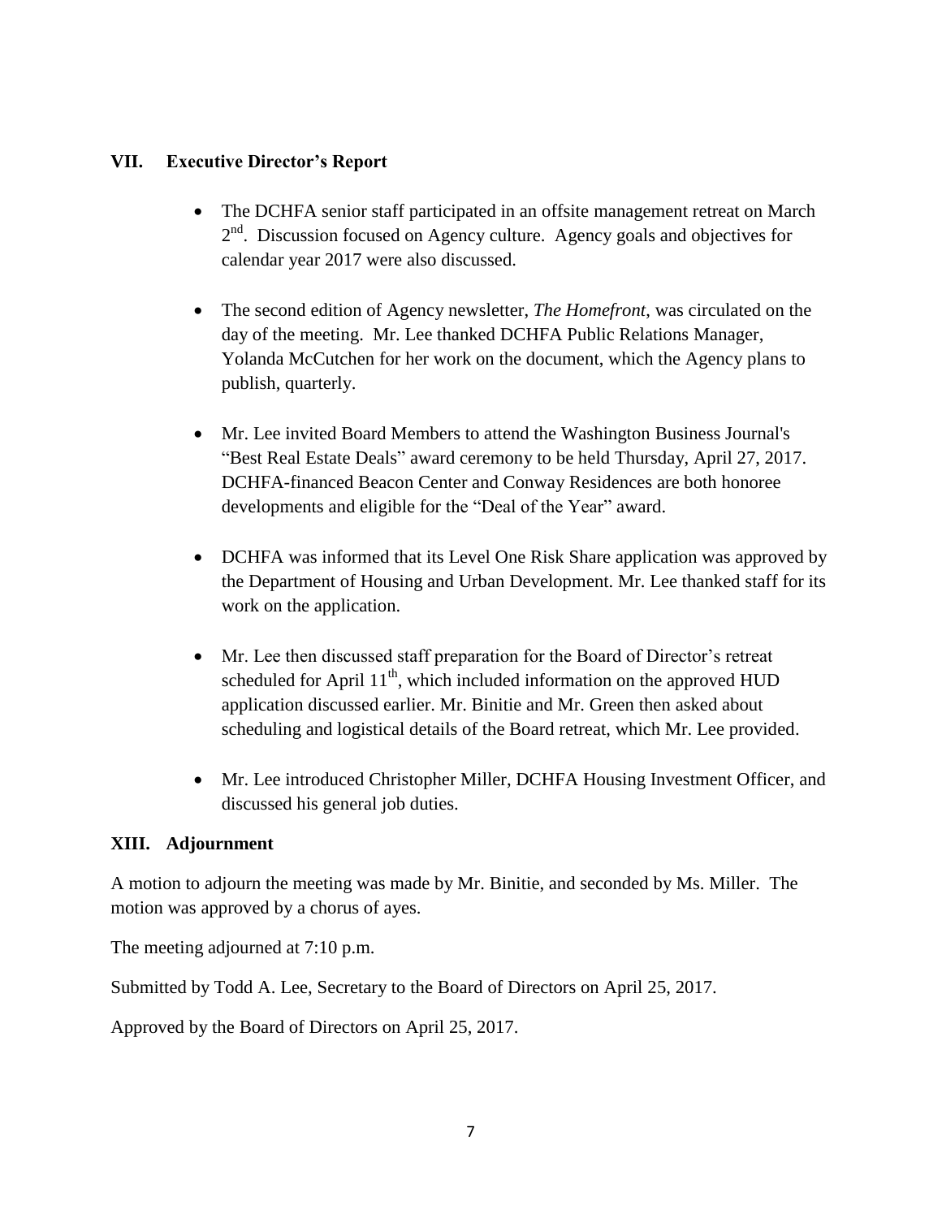## VII. Executive Director's Report

- The DCHFA senior staff participated in an offsite management retreat on March 2nd. Discussion focused on Agency culture. Agency goals and objectives for calendar year 2017 were also discussed.

- The second edition of Agency newsletter, *The Homefront*, was circulated on the day of the meeting. Mr. Lee thanked DCHFA Public Relations Manager, Yolanda McCutchen for her work on the document, which the Agency plans to publish, quarterly.

- Mr. Lee invited Board Members to attend the Washington Business Journal's "Best Real Estate Deals" award ceremony to be held Thursday, April 27, 2017. DCHFA-financed Beacon Center and Conway Residences are both honoree developments and eligible for the "Deal of the Year" award.

- DCHFA was informed that its Level One Risk Share application was approved by the Department of Housing and Urban Development. Mr. Lee thanked staff for its work on the application.

- Mr. Lee then discussed staff preparation for the Board of Director's retreat scheduled for April 11th, which included information on the approved HUD application discussed earlier. Mr. Binitie and Mr. Green then asked about scheduling and logistical details of the Board retreat, which Mr. Lee provided.

- Mr. Lee introduced Christopher Miller, DCHFA Housing Investment Officer, and discussed his general job duties.

## XIII. Adjournment

A motion to adjourn the meeting was made by Mr. Binitie, and seconded by Ms. Miller. The motion was approved by a chorus of ayes.

The meeting adjourned at 7:10 p.m.

Submitted by Todd A. Lee, Secretary to the Board of Directors on April 25, 2017.

Approved by the Board of Directors on April 25, 2017.